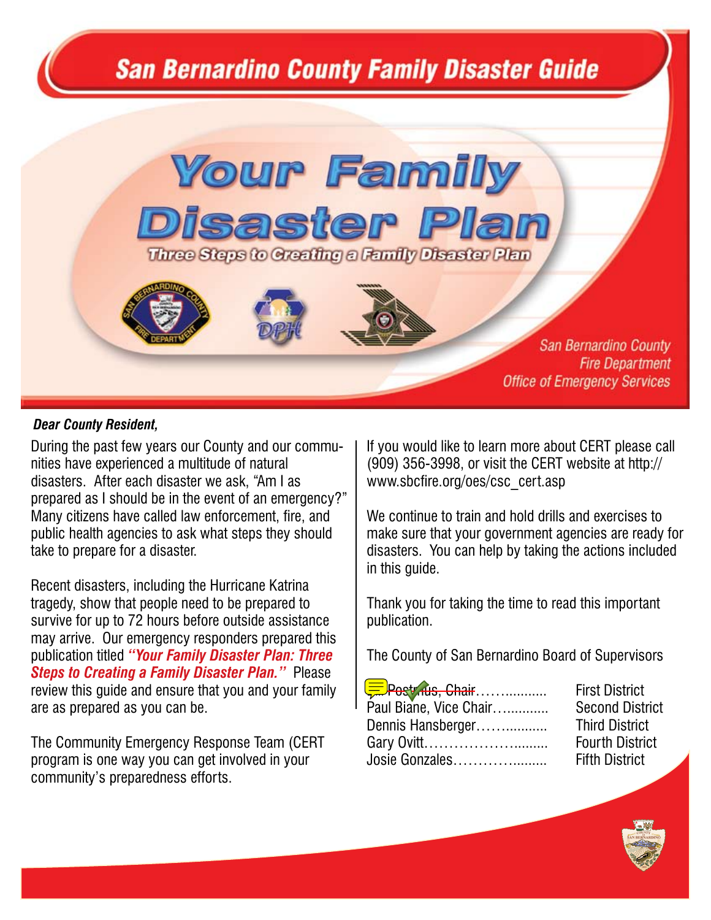# San Bernardino County Family Disaster Guide

# Your Family Disaster Plan

## Three Steps to Creating a Family Disaster Plan

San Bernardino County
Fire Department
Office of Emergency Services

***Dear County Resident,***

During the past few years our County and our communities have experienced a multitude of natural disasters. After each disaster we ask, "Am I as prepared as I should be in the event of an emergency?" Many citizens have called law enforcement, fire, and public health agencies to ask what steps they should take to prepare for a disaster.

Recent disasters, including the Hurricane Katrina tragedy, show that people need to be prepared to survive for up to 72 hours before outside assistance may arrive. Our emergency responders prepared this publication titled ***"Your Family Disaster Plan: Three Steps to Creating a Family Disaster Plan."*** Please review this guide and ensure that you and your family are as prepared as you can be.

The Community Emergency Response Team (CERT program is one way you can get involved in your community's preparedness efforts.

If you would like to learn more about CERT please call (909) 356-3998, or visit the CERT website at http://www.sbcfire.org/oes/csc_cert.asp

We continue to train and hold drills and exercises to make sure that your government agencies are ready for disasters. You can help by taking the actions included in this guide.

Thank you for taking the time to read this important publication.

The County of San Bernardino Board of Supervisors

| | |
|---|---|
| ~~Postmus, Chair~~…….......... | First District |
| Paul Biane, Vice Chair…........... | Second District |
| Dennis Hansberger……........... | Third District |
| Gary Ovitt……………………......... | Fourth District |
| Josie Gonzales…………….......... | Fifth District |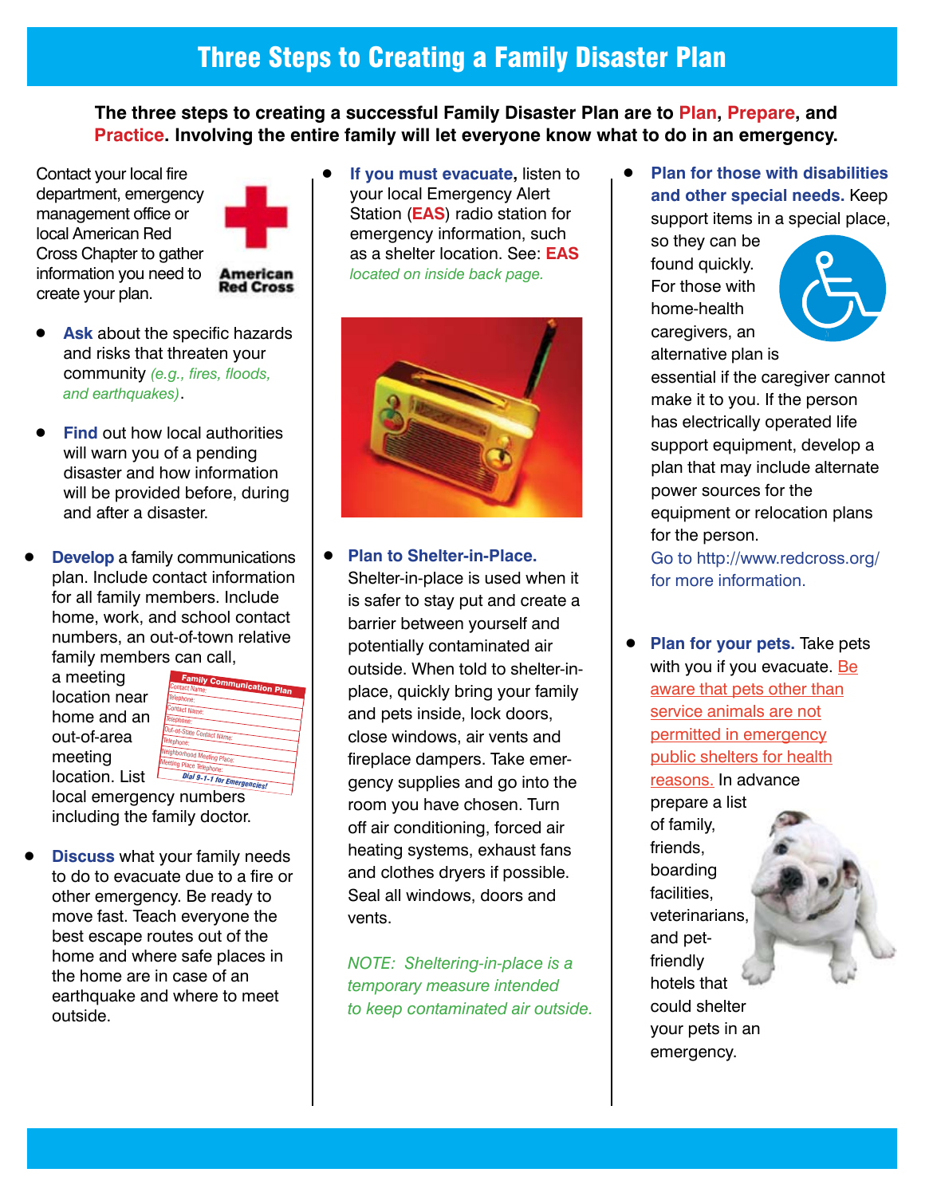# Three Steps to Creating a Family Disaster Plan

**The three steps to creating a successful Family Disaster Plan are to Plan, Prepare, and Practice. Involving the entire family will let everyone know what to do in an emergency.**

Contact your local fire department, emergency management office or local American Red Cross Chapter to gather information you need to create your plan.

- **Ask** about the specific hazards and risks that threaten your community *(e.g., fires, floods, and earthquakes)*.
- **Find** out how local authorities will warn you of a pending disaster and how information will be provided before, during and after a disaster.
- **Develop** a family communications plan. Include contact information for all family members. Include home, work, and school contact numbers, an out-of-town relative family members can call, a meeting location near home and an out-of-area meeting location. List local emergency numbers including the family doctor.
- **Discuss** what your family needs to do to evacuate due to a fire or other emergency. Be ready to move fast. Teach everyone the best escape routes out of the home and where safe places in the home are in case of an earthquake and where to meet outside.

**Family Communication Plan**

Contact Name:
Telephone:
Contact Name:
Telephone:
Out-of-State Contact Name:
Telephone:
Neighborhood Meeting Place:
Meeting Place Telephone:
Dial 9-1-1 for Emergencies!

- **If you must evacuate,** listen to your local Emergency Alert Station (**EAS**) radio station for emergency information, such as a shelter location. See: **EAS** *located on inside back page.*
- **Plan to Shelter-in-Place.** Shelter-in-place is used when it is safer to stay put and create a barrier between yourself and potentially contaminated air outside. When told to shelter-in-place, quickly bring your family and pets inside, lock doors, close windows, air vents and fireplace dampers. Take emergency supplies and go into the room you have chosen. Turn off air conditioning, forced air heating systems, exhaust fans and clothes dryers if possible. Seal all windows, doors and vents.

*NOTE: Sheltering-in-place is a temporary measure intended to keep contaminated air outside.*

- **Plan for those with disabilities and other special needs.** Keep support items in a special place, so they can be found quickly. For those with home-health caregivers, an alternative plan is essential if the caregiver cannot make it to you. If the person has electrically operated life support equipment, develop a plan that may include alternate power sources for the equipment or relocation plans for the person. Go to http://www.redcross.org/ for more information.
- **Plan for your pets.** Take pets with you if you evacuate. Be aware that pets other than service animals are not permitted in emergency public shelters for health reasons. In advance prepare a list of family, friends, boarding facilities, veterinarians, and pet-friendly hotels that could shelter your pets in an emergency.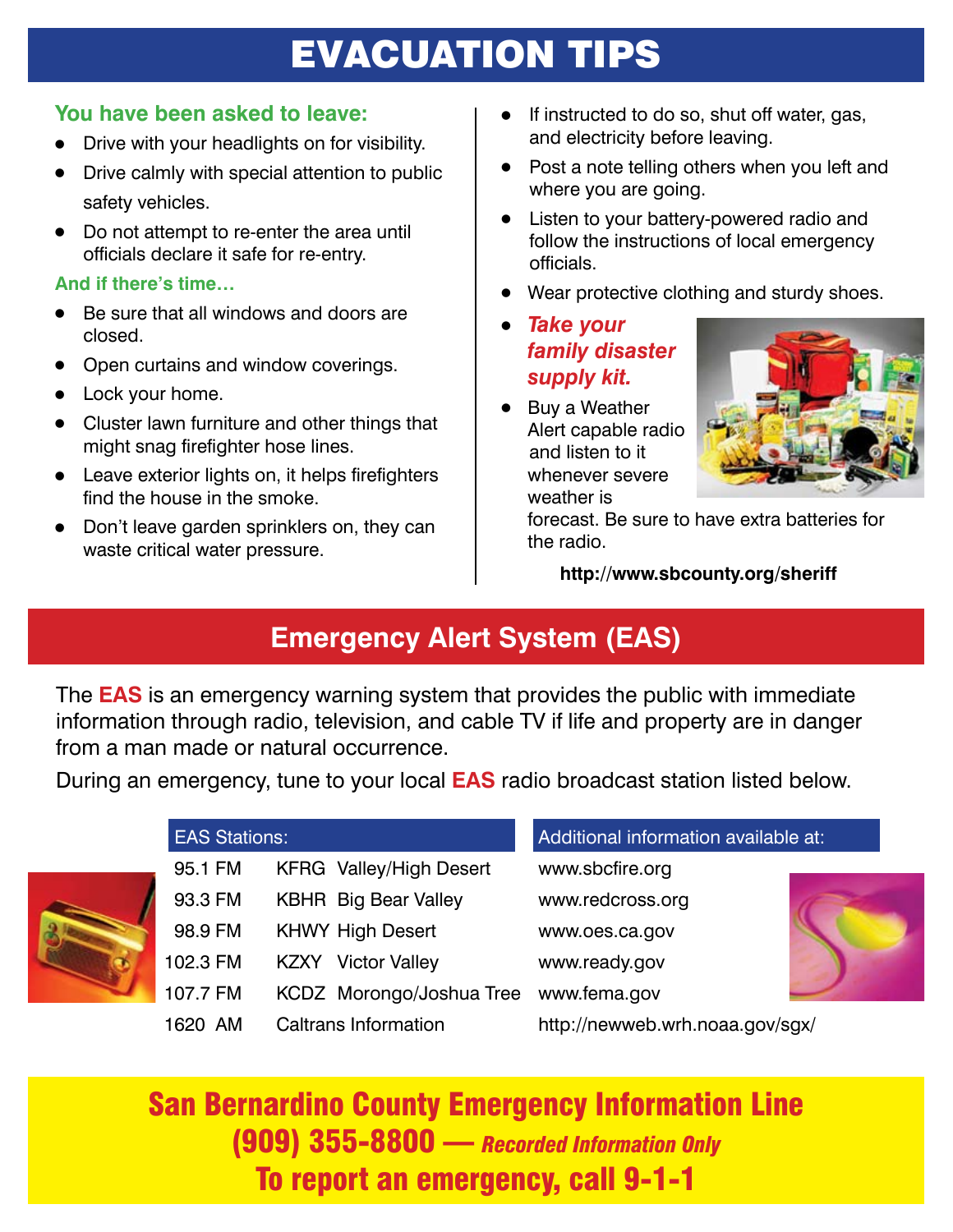# EVACUATION TIPS

### You have been asked to leave:

- Drive with your headlights on for visibility.
- Drive calmly with special attention to public safety vehicles.
- Do not attempt to re-enter the area until officials declare it safe for re-entry.

### And if there's time…

- Be sure that all windows and doors are closed.
- Open curtains and window coverings.
- Lock your home.
- Cluster lawn furniture and other things that might snag firefighter hose lines.
- Leave exterior lights on, it helps firefighters find the house in the smoke.
- Don't leave garden sprinklers on, they can waste critical water pressure.
- If instructed to do so, shut off water, gas, and electricity before leaving.
- Post a note telling others when you left and where you are going.
- Listen to your battery-powered radio and follow the instructions of local emergency officials.
- Wear protective clothing and sturdy shoes.
- ***Take your family disaster supply kit.***
- Buy a Weather Alert capable radio and listen to it whenever severe weather is forecast. Be sure to have extra batteries for the radio.

**http://www.sbcounty.org/sheriff**

## Emergency Alert System (EAS)

The **EAS** is an emergency warning system that provides the public with immediate information through radio, television, and cable TV if life and property are in danger from a man made or natural occurrence.

During an emergency, tune to your local **EAS** radio broadcast station listed below.

| EAS Stations: | | |
|---|---|---|
| 95.1 FM | KFRG | Valley/High Desert |
| 93.3 FM | KBHR | Big Bear Valley |
| 98.9 FM | KHWY | High Desert |
| 102.3 FM | KZXY | Victor Valley |
| 107.7 FM | KCDZ | Morongo/Joshua Tree |
| 1620 AM | Caltrans Information | |

**Additional information available at:**

- www.sbcfire.org
- www.redcross.org
- www.oes.ca.gov
- www.ready.gov
- www.fema.gov
- http://newweb.wrh.noaa.gov/sgx/

## San Bernardino County Emergency Information Line

## (909) 355-8800 — *Recorded Information Only*

## To report an emergency, call 9-1-1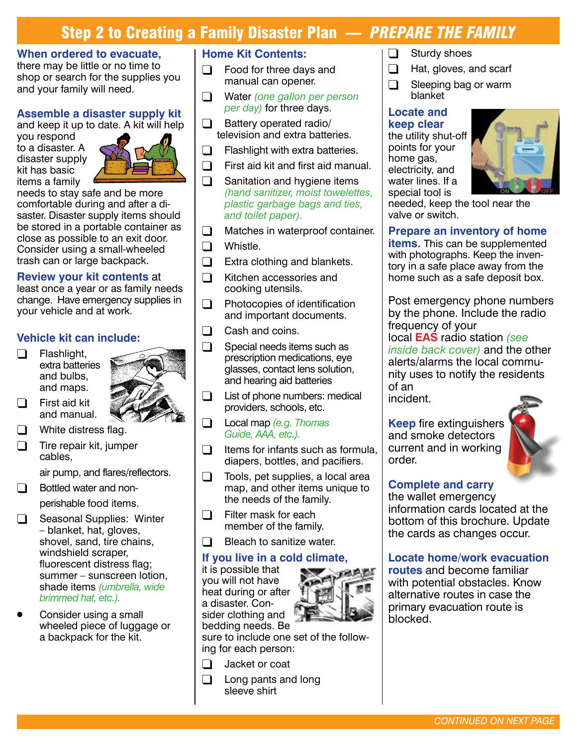## Step 2 to Creating a Family Disaster Plan — *PREPARE THE FAMILY*

**When ordered to evacuate,** there may be little or no time to shop or search for the supplies you and your family will need.

**Assemble a disaster supply kit** and keep it up to date. A kit will help you respond to a disaster. A disaster supply kit has basic items a family needs to stay safe and be more comfortable during and after a disaster. Disaster supply items should be stored in a portable container as close as possible to an exit door. Consider using a small-wheeled trash can or large backpack.

**Review your kit contents** at least once a year or as family needs change. Have emergency supplies in your vehicle and at work.

**Vehicle kit can include:**

- ❑ Flashlight, extra batteries and bulbs, and maps.
- ❑ First aid kit and manual.
- ❑ White distress flag.
- ❑ Tire repair kit, jumper cables, air pump, and flares/reflectors.
- ❑ Bottled water and non-perishable food items.
- ❑ Seasonal Supplies: Winter – blanket, hat, gloves, shovel, sand, tire chains, windshield scraper, fluorescent distress flag; summer – sunscreen lotion, shade items *(umbrella, wide brimmed hat, etc.)*.
- Consider using a small wheeled piece of luggage or a backpack for the kit.

**Home Kit Contents:**

- ❑ Food for three days and manual can opener.
- ❑ Water *(one gallon per person per day)* for three days.
- ❑ Battery operated radio/ television and extra batteries.
- ❑ Flashlight with extra batteries.
- ❑ First aid kit and first aid manual.
- ❑ Sanitation and hygiene items *(hand sanitizer, moist towelettes, plastic garbage bags and ties, and toilet paper)*.
- ❑ Matches in waterproof container.
- ❑ Whistle.
- ❑ Extra clothing and blankets.
- ❑ Kitchen accessories and cooking utensils.
- ❑ Photocopies of identification and important documents.
- ❑ Cash and coins.
- ❑ Special needs items such as prescription medications, eye glasses, contact lens solution, and hearing aid batteries
- ❑ List of phone numbers: medical providers, schools, etc.
- ❑ Local map *(e.g. Thomas Guide, AAA, etc.)*.
- ❑ Items for infants such as formula, diapers, bottles, and pacifiers.
- ❑ Tools, pet supplies, a local area map, and other items unique to the needs of the family.
- ❑ Filter mask for each member of the family.
- ❑ Bleach to sanitize water.

**If you live in a cold climate,** it is possible that you will not have heat during or after a disaster. Consider clothing and bedding needs. Be sure to include one set of the following for each person:

- ❑ Jacket or coat
- ❑ Long pants and long sleeve shirt
- ❑ Sturdy shoes
- ❑ Hat, gloves, and scarf
- ❑ Sleeping bag or warm blanket

**Locate and keep clear** the utility shut-off points for your home gas, electricity, and water lines. If a special tool is needed, keep the tool near the valve or switch.

**Prepare an inventory of home items.** This can be supplemented with photographs. Keep the inventory in a safe place away from the home such as a safe deposit box.

Post emergency phone numbers by the phone. Include the radio frequency of your local **EAS** radio station *(see inside back cover)* and the other alerts/alarms the local community uses to notify the residents of an incident.

**Keep** fire extinguishers and smoke detectors current and in working order.

**Complete and carry** the wallet emergency information cards located at the bottom of this brochure. Update the cards as changes occur.

**Locate home/work evacuation routes** and become familiar with potential obstacles. Know alternative routes in case the primary evacuation route is blocked.

*CONTINUED ON NEXT PAGE*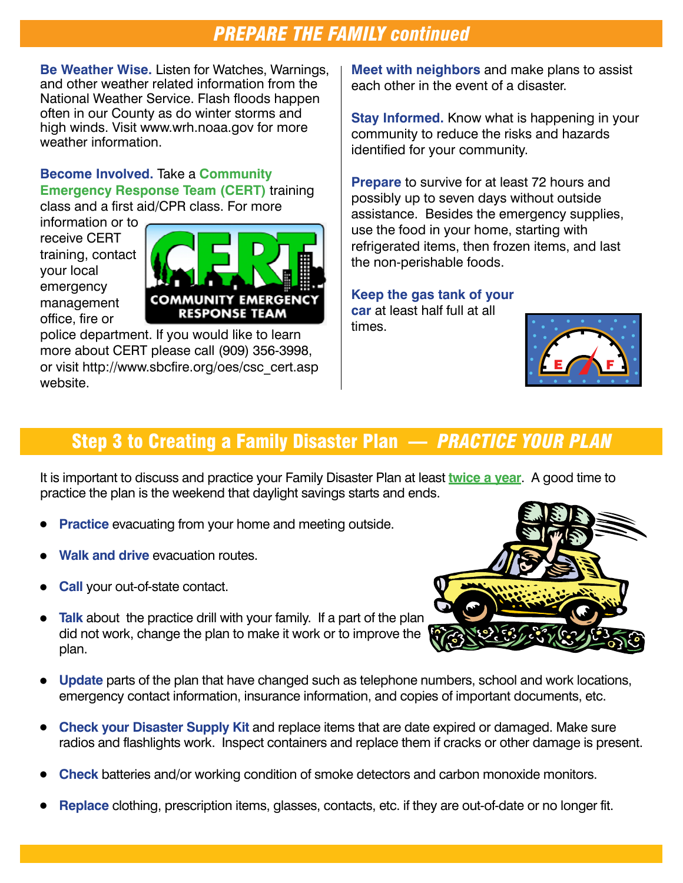## PREPARE THE FAMILY *continued*

**Be Weather Wise.** Listen for Watches, Warnings, and other weather related information from the National Weather Service. Flash floods happen often in our County as do winter storms and high winds. Visit www.wrh.noaa.gov for more weather information.

**Become Involved.** Take a **Community Emergency Response Team (CERT)** training class and a first aid/CPR class. For more information or to receive CERT training, contact your local emergency management office, fire or police department. If you would like to learn more about CERT please call (909) 356-3998, or visit http://www.sbcfire.org/oes/csc_cert.asp website.

**Meet with neighbors** and make plans to assist each other in the event of a disaster.

**Stay Informed.** Know what is happening in your community to reduce the risks and hazards identified for your community.

**Prepare** to survive for at least 72 hours and possibly up to seven days without outside assistance. Besides the emergency supplies, use the food in your home, starting with refrigerated items, then frozen items, and last the non-perishable foods.

**Keep the gas tank of your car** at least half full at all times.

## Step 3 to Creating a Family Disaster Plan — *PRACTICE YOUR PLAN*

It is important to discuss and practice your Family Disaster Plan at least **twice a year**. A good time to practice the plan is the weekend that daylight savings starts and ends.

- **Practice** evacuating from your home and meeting outside.
- **Walk and drive** evacuation routes.
- **Call** your out-of-state contact.
- **Talk** about the practice drill with your family. If a part of the plan did not work, change the plan to make it work or to improve the plan.
- **Update** parts of the plan that have changed such as telephone numbers, school and work locations, emergency contact information, insurance information, and copies of important documents, etc.
- **Check your Disaster Supply Kit** and replace items that are date expired or damaged. Make sure radios and flashlights work. Inspect containers and replace them if cracks or other damage is present.
- **Check** batteries and/or working condition of smoke detectors and carbon monoxide monitors.
- **Replace** clothing, prescription items, glasses, contacts, etc. if they are out-of-date or no longer fit.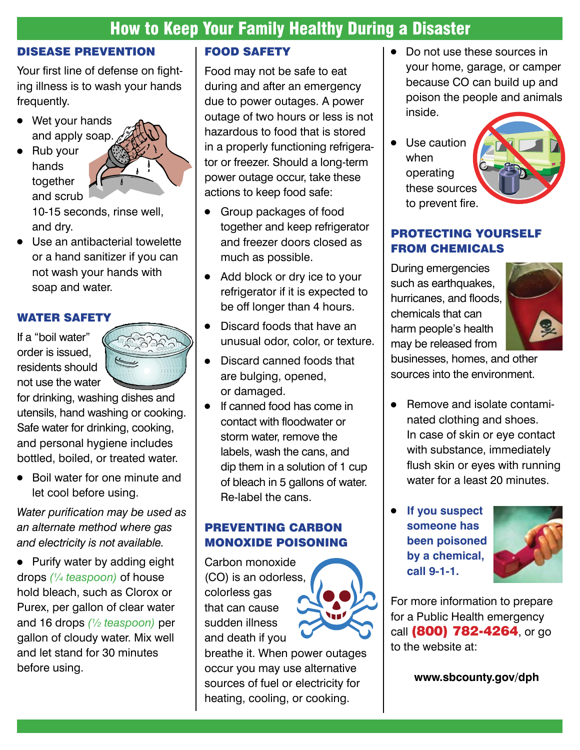# How to Keep Your Family Healthy During a Disaster

## DISEASE PREVENTION

Your first line of defense on fighting illness is to wash your hands frequently.

- Wet your hands and apply soap.
- Rub your hands together and scrub 10-15 seconds, rinse well, and dry.
- Use an antibacterial towelette or a hand sanitizer if you can not wash your hands with soap and water.

## WATER SAFETY

If a "boil water" order is issued, residents should not use the water for drinking, washing dishes and utensils, hand washing or cooking. Safe water for drinking, cooking, and personal hygiene includes bottled, boiled, or treated water.

- Boil water for one minute and let cool before using.

*Water purification may be used as an alternate method where gas and electricity is not available.*

- Purify water by adding eight drops *(¼ teaspoon)* of house hold bleach, such as Clorox or Purex, per gallon of clear water and 16 drops *(½ teaspoon)* per gallon of cloudy water. Mix well and let stand for 30 minutes before using.

## FOOD SAFETY

Food may not be safe to eat during and after an emergency due to power outages. A power outage of two hours or less is not hazardous to food that is stored in a properly functioning refrigerator or freezer. Should a long-term power outage occur, take these actions to keep food safe:

- Group packages of food together and keep refrigerator and freezer doors closed as much as possible.
- Add block or dry ice to your refrigerator if it is expected to be off longer than 4 hours.
- Discard foods that have an unusual odor, color, or texture.
- Discard canned foods that are bulging, opened, or damaged.
- If canned food has come in contact with floodwater or storm water, remove the labels, wash the cans, and dip them in a solution of 1 cup of bleach in 5 gallons of water. Re-label the cans.

## PREVENTING CARBON MONOXIDE POISONING

Carbon monoxide (CO) is an odorless, colorless gas that can cause sudden illness and death if you breathe it. When power outages occur you may use alternative sources of fuel or electricity for heating, cooling, or cooking.

- Do not use these sources in your home, garage, or camper because CO can build up and poison the people and animals inside.
- Use caution when operating these sources to prevent fire.

## PROTECTING YOURSELF FROM CHEMICALS

During emergencies such as earthquakes, hurricanes, and floods, chemicals that can harm people's health may be released from businesses, homes, and other sources into the environment.

- Remove and isolate contaminated clothing and shoes. In case of skin or eye contact with substance, immediately flush skin or eyes with running water for a least 20 minutes.
- **If you suspect someone has been poisoned by a chemical, call 9-1-1.**

For more information to prepare for a Public Health emergency call **(800) 782-4264**, or go to the website at:

**www.sbcounty.gov/dph**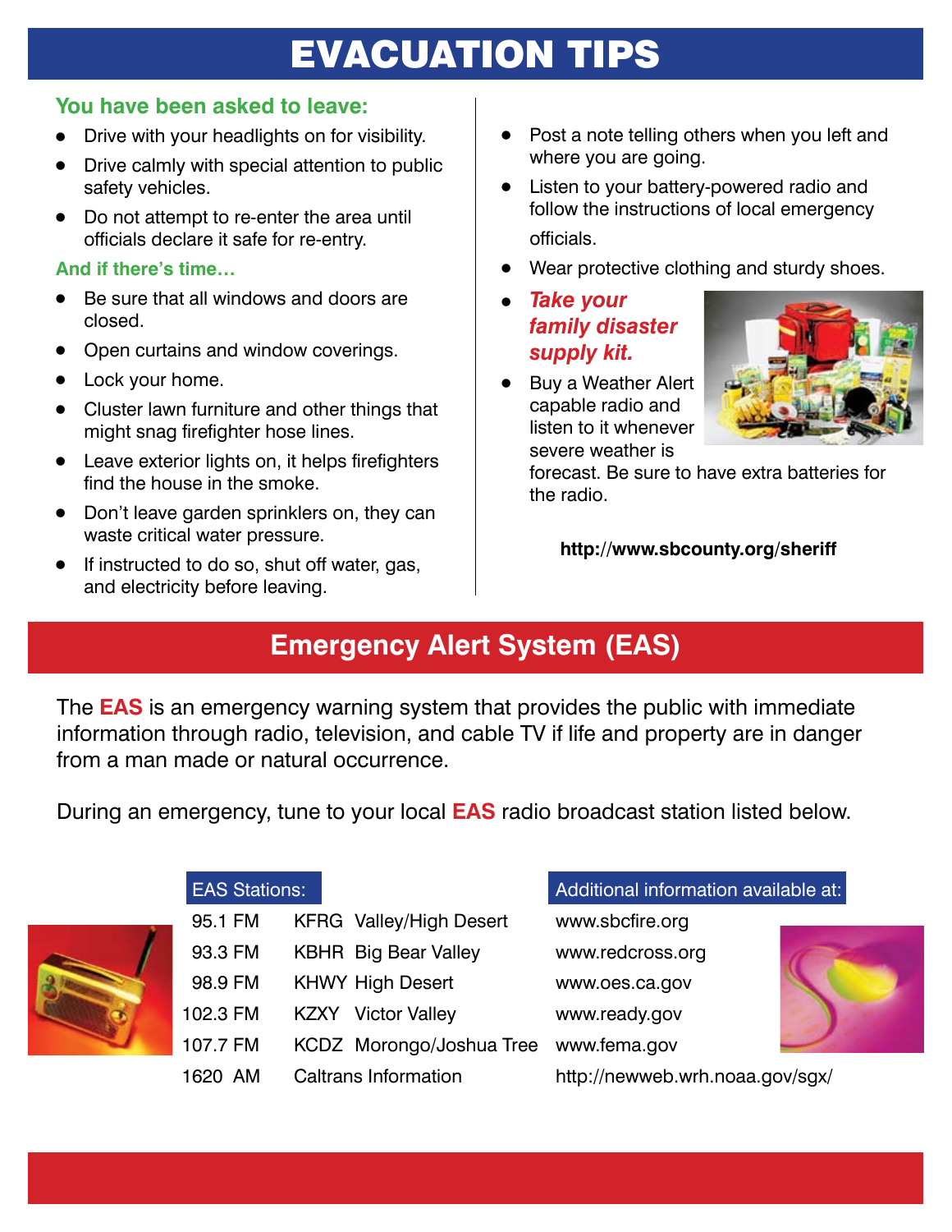# EVACUATION TIPS

### You have been asked to leave:

- Drive with your headlights on for visibility.
- Drive calmly with special attention to public safety vehicles.
- Do not attempt to re-enter the area until officials declare it safe for re-entry.

### And if there's time…

- Be sure that all windows and doors are closed.
- Open curtains and window coverings.
- Lock your home.
- Cluster lawn furniture and other things that might snag firefighter hose lines.
- Leave exterior lights on, it helps firefighters find the house in the smoke.
- Don't leave garden sprinklers on, they can waste critical water pressure.
- If instructed to do so, shut off water, gas, and electricity before leaving.
- Post a note telling others when you left and where you are going.
- Listen to your battery-powered radio and follow the instructions of local emergency officials.
- Wear protective clothing and sturdy shoes.
- ***Take your family disaster supply kit.***
- Buy a Weather Alert capable radio and listen to it whenever severe weather is forecast. Be sure to have extra batteries for the radio.

**http://www.sbcounty.org/sheriff**

## Emergency Alert System (EAS)

The **EAS** is an emergency warning system that provides the public with immediate information through radio, television, and cable TV if life and property are in danger from a man made or natural occurrence.

During an emergency, tune to your local **EAS** radio broadcast station listed below.

| EAS Stations: | | |
|---|---|---|
| 95.1 FM | KFRG | Valley/High Desert |
| 93.3 FM | KBHR | Big Bear Valley |
| 98.9 FM | KHWY | High Desert |
| 102.3 FM | KZXY | Victor Valley |
| 107.7 FM | KCDZ | Morongo/Joshua Tree |
| 1620 AM | Caltrans Information | |

**Additional information available at:**

- www.sbcfire.org
- www.redcross.org
- www.oes.ca.gov
- www.ready.gov
- www.fema.gov
- http://newweb.wrh.noaa.gov/sgx/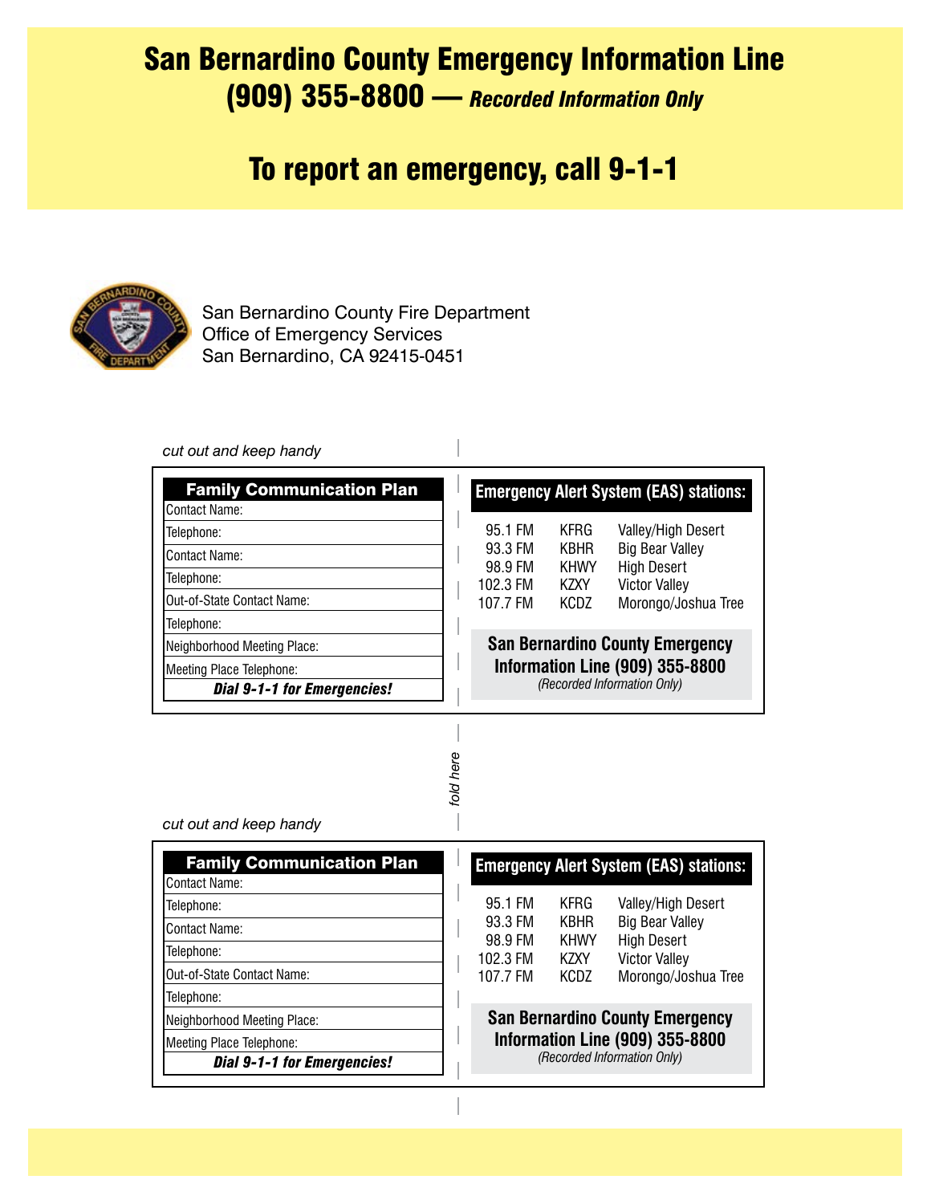# San Bernardino County Emergency Information Line
## (909) 355-8800 — *Recorded Information Only*

## To report an emergency, call 9-1-1

San Bernardino County Fire Department
Office of Emergency Services
San Bernardino, CA 92415-0451

*cut out and keep handy*

**Family Communication Plan**

Contact Name:

Telephone:

Contact Name:

Telephone:

Out-of-State Contact Name:

Telephone:

Neighborhood Meeting Place:

Meeting Place Telephone:

***Dial 9-1-1 for Emergencies!***

**Emergency Alert System (EAS) stations:**

| | | |
|---|---|---|
| 95.1 FM | KFRG | Valley/High Desert |
| 93.3 FM | KBHR | Big Bear Valley |
| 98.9 FM | KHWY | High Desert |
| 102.3 FM | KZXY | Victor Valley |
| 107.7 FM | KCDZ | Morongo/Joshua Tree |

**San Bernardino County Emergency Information Line (909) 355-8800**
*(Recorded Information Only)*

*fold here*

*cut out and keep handy*

**Family Communication Plan**

Contact Name:

Telephone:

Contact Name:

Telephone:

Out-of-State Contact Name:

Telephone:

Neighborhood Meeting Place:

Meeting Place Telephone:

***Dial 9-1-1 for Emergencies!***

**Emergency Alert System (EAS) stations:**

| | | |
|---|---|---|
| 95.1 FM | KFRG | Valley/High Desert |
| 93.3 FM | KBHR | Big Bear Valley |
| 98.9 FM | KHWY | High Desert |
| 102.3 FM | KZXY | Victor Valley |
| 107.7 FM | KCDZ | Morongo/Joshua Tree |

**San Bernardino County Emergency Information Line (909) 355-8800**
*(Recorded Information Only)*